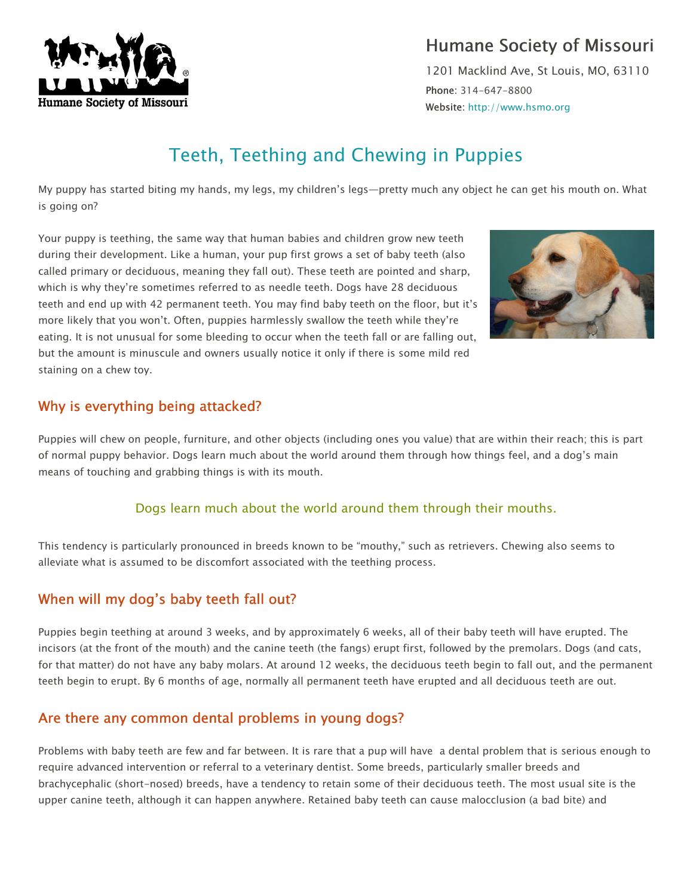# Humane Society of Missouri

1201 Macklind Ave, St Louis, MO, 63110

**Phone**: 314-647-8800

**Website**: http://www.hsmo.org

## Teeth, Teething and Chewing in Puppies

My puppy has started biting my hands, my legs, my children's legs—pretty much any object he can get his mouth on. What is going on?

Your puppy is teething, the same way that human babies and children grow new teeth during their development. Like a human, your pup first grows a set of baby teeth (also called primary or deciduous, meaning they fall out). These teeth are pointed and sharp, which is why they're sometimes referred to as needle teeth. Dogs have 28 deciduous teeth and end up with 42 permanent teeth. You may find baby teeth on the floor, but it's more likely that you won't. Often, puppies harmlessly swallow the teeth while they're eating. It is not unusual for some bleeding to occur when the teeth fall or are falling out, but the amount is minuscule and owners usually notice it only if there is some mild red staining on a chew toy.

### Why is everything being attacked?

Puppies will chew on people, furniture, and other objects (including ones you value) that are within their reach; this is part of normal puppy behavior. Dogs learn much about the world around them through how things feel, and a dog's main means of touching and grabbing things is with its mouth.

Dogs learn much about the world around them through their mouths.

This tendency is particularly pronounced in breeds known to be "mouthy," such as retrievers. Chewing also seems to alleviate what is assumed to be discomfort associated with the teething process.

### When will my dog's baby teeth fall out?

Puppies begin teething at around 3 weeks, and by approximately 6 weeks, all of their baby teeth will have erupted. The incisors (at the front of the mouth) and the canine teeth (the fangs) erupt first, followed by the premolars. Dogs (and cats, for that matter) do not have any baby molars. At around 12 weeks, the deciduous teeth begin to fall out, and the permanent teeth begin to erupt. By 6 months of age, normally all permanent teeth have erupted and all deciduous teeth are out.

### Are there any common dental problems in young dogs?

Problems with baby teeth are few and far between. It is rare that a pup will have a dental problem that is serious enough to require advanced intervention or referral to a veterinary dentist. Some breeds, particularly smaller breeds and brachycephalic (short-nosed) breeds, have a tendency to retain some of their deciduous teeth. The most usual site is the upper canine teeth, although it can happen anywhere. Retained baby teeth can cause malocclusion (a bad bite) and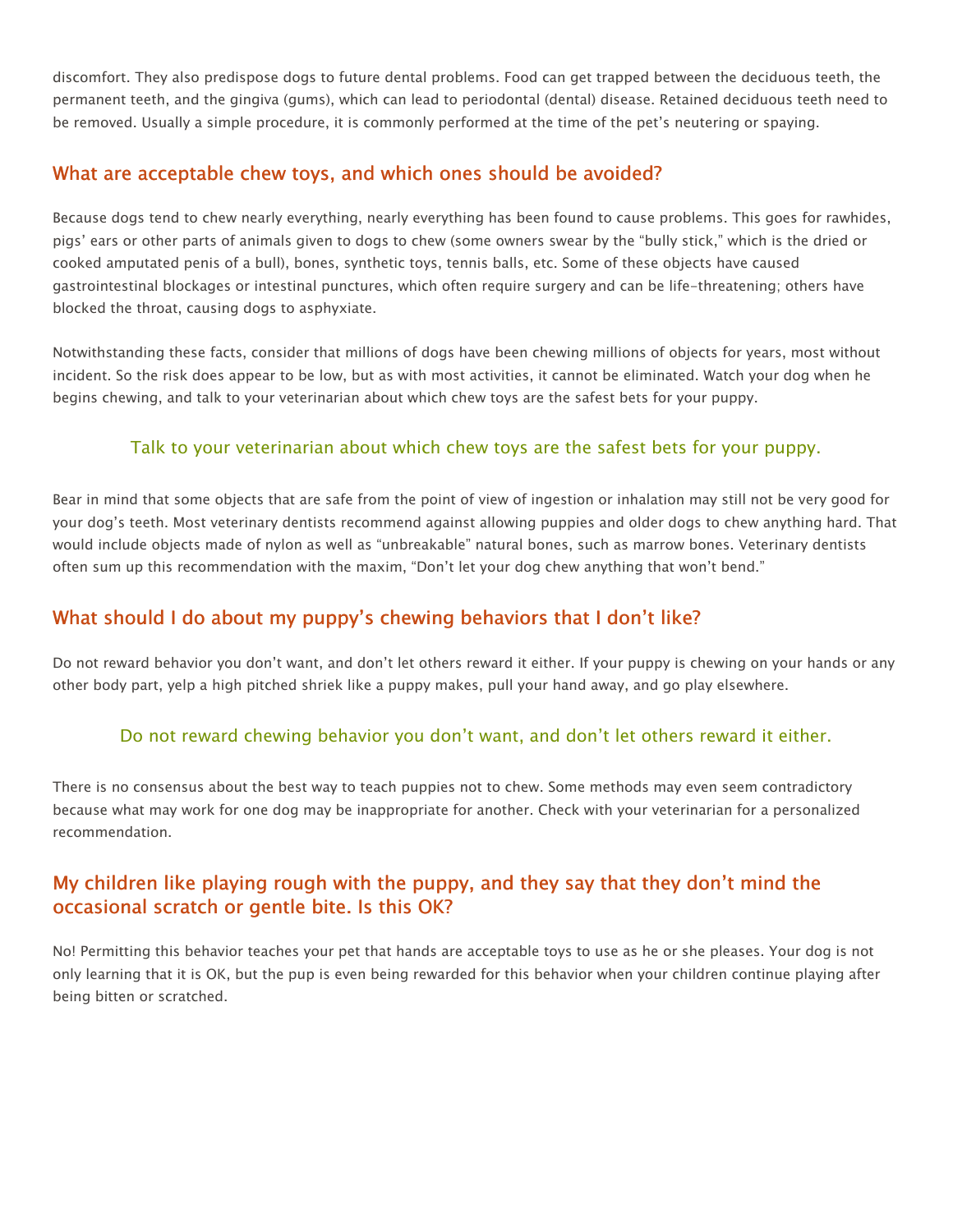discomfort. They also predispose dogs to future dental problems. Food can get trapped between the deciduous teeth, the permanent teeth, and the gingiva (gums), which can lead to periodontal (dental) disease. Retained deciduous teeth need to be removed. Usually a simple procedure, it is commonly performed at the time of the pet's neutering or spaying.

## What are acceptable chew toys, and which ones should be avoided?

Because dogs tend to chew nearly everything, nearly everything has been found to cause problems. This goes for rawhides, pigs' ears or other parts of animals given to dogs to chew (some owners swear by the "bully stick," which is the dried or cooked amputated penis of a bull), bones, synthetic toys, tennis balls, etc. Some of these objects have caused gastrointestinal blockages or intestinal punctures, which often require surgery and can be life-threatening; others have blocked the throat, causing dogs to asphyxiate.

Notwithstanding these facts, consider that millions of dogs have been chewing millions of objects for years, most without incident. So the risk does appear to be low, but as with most activities, it cannot be eliminated. Watch your dog when he begins chewing, and talk to your veterinarian about which chew toys are the safest bets for your puppy.

> Talk to your veterinarian about which chew toys are the safest bets for your puppy.

Bear in mind that some objects that are safe from the point of view of ingestion or inhalation may still not be very good for your dog's teeth. Most veterinary dentists recommend against allowing puppies and older dogs to chew anything hard. That would include objects made of nylon as well as "unbreakable" natural bones, such as marrow bones. Veterinary dentists often sum up this recommendation with the maxim, "Don't let your dog chew anything that won't bend."

## What should I do about my puppy's chewing behaviors that I don't like?

Do not reward behavior you don't want, and don't let others reward it either. If your puppy is chewing on your hands or any other body part, yelp a high pitched shriek like a puppy makes, pull your hand away, and go play elsewhere.

> Do not reward chewing behavior you don't want, and don't let others reward it either.

There is no consensus about the best way to teach puppies not to chew. Some methods may even seem contradictory because what may work for one dog may be inappropriate for another. Check with your veterinarian for a personalized recommendation.

## My children like playing rough with the puppy, and they say that they don't mind the occasional scratch or gentle bite. Is this OK?

No! Permitting this behavior teaches your pet that hands are acceptable toys to use as he or she pleases. Your dog is not only learning that it is OK, but the pup is even being rewarded for this behavior when your children continue playing after being bitten or scratched.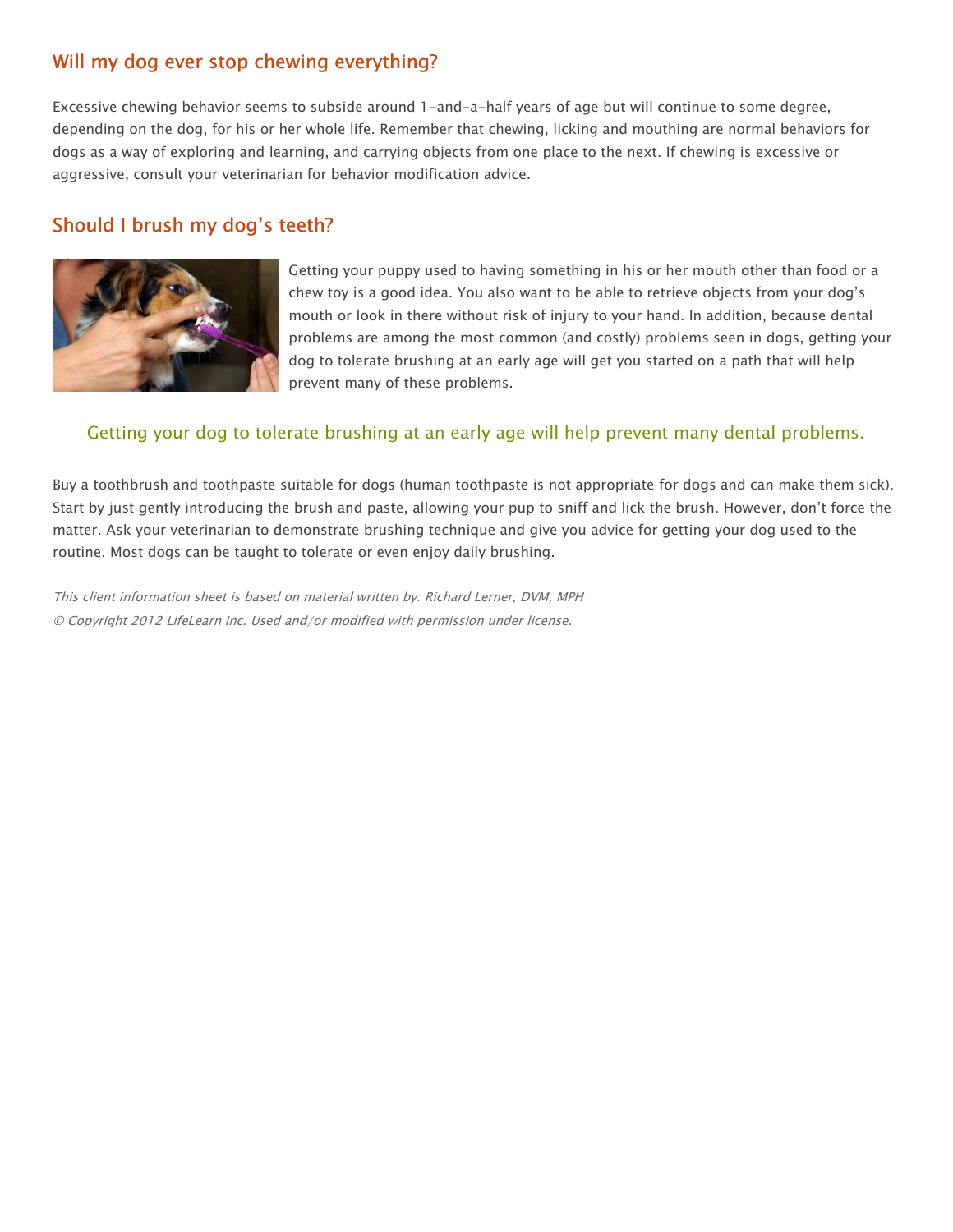## Will my dog ever stop chewing everything?

Excessive chewing behavior seems to subside around 1-and-a-half years of age but will continue to some degree, depending on the dog, for his or her whole life. Remember that chewing, licking and mouthing are normal behaviors for dogs as a way of exploring and learning, and carrying objects from one place to the next. If chewing is excessive or aggressive, consult your veterinarian for behavior modification advice.

## Should I brush my dog's teeth?

Getting your puppy used to having something in his or her mouth other than food or a chew toy is a good idea. You also want to be able to retrieve objects from your dog's mouth or look in there without risk of injury to your hand. In addition, because dental problems are among the most common (and costly) problems seen in dogs, getting your dog to tolerate brushing at an early age will get you started on a path that will help prevent many of these problems.

> Getting your dog to tolerate brushing at an early age will help prevent many dental problems.

Buy a toothbrush and toothpaste suitable for dogs (human toothpaste is not appropriate for dogs and can make them sick). Start by just gently introducing the brush and paste, allowing your pup to sniff and lick the brush. However, don't force the matter. Ask your veterinarian to demonstrate brushing technique and give you advice for getting your dog used to the routine. Most dogs can be taught to tolerate or even enjoy daily brushing.

*This client information sheet is based on material written by: Richard Lerner, DVM, MPH*

*© Copyright 2012 LifeLearn Inc. Used and/or modified with permission under license.*